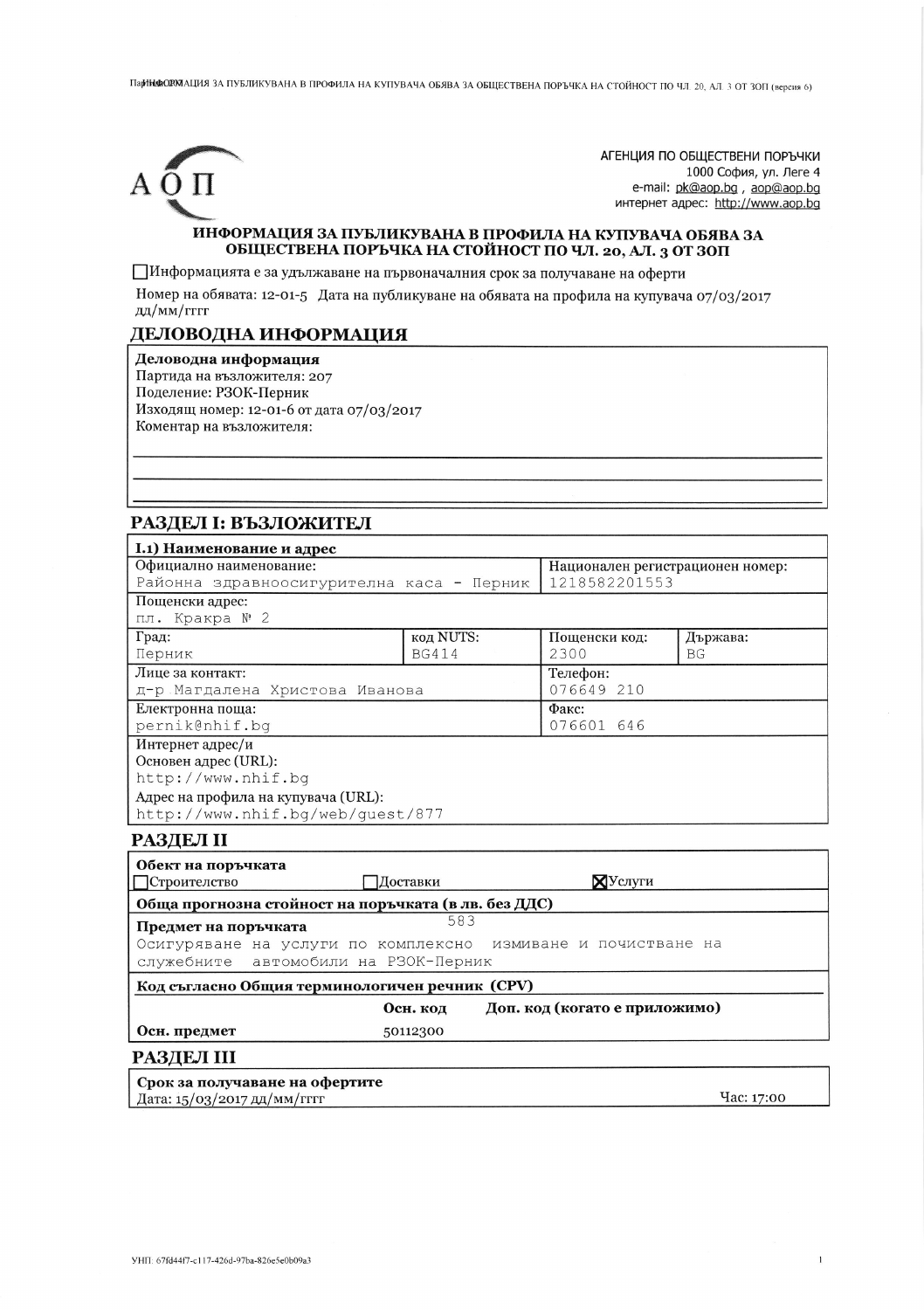АГЕНЦИЯ ПО ОБЩЕСТВЕНИ ПОРЪЧКИ
1000 София, ул. Леге 4
e-mail: pk@aop.bg , aop@aop.bg
интернет адрес: http://www.aop.bg

# ИНФОРМАЦИЯ ЗА ПУБЛИКУВАНА В ПРОФИЛА НА КУПУВАЧА ОБЯВА ЗА ОБЩЕСТВЕНА ПОРЪЧКА НА СТОЙНОСТ ПО ЧЛ. 20, АЛ. 3 ОТ ЗОП

☐ Информацията е за удължаване на първоначалния срок за получаване на оферти

Номер на обявата: 12-01-5 Дата на публикуване на обявата на профила на купувача 07/03/2017 дд/мм/гггг

## ДЕЛОВОДНА ИНФОРМАЦИЯ

**Деловодна информация**
Партида на възложителя: 207
Поделение: РЗОК-Перник
Изходящ номер: 12-01-6 от дата 07/03/2017
Коментар на възложителя:

## РАЗДЕЛ I: ВЪЗЛОЖИТЕЛ

**I.1) Наименование и адрес**

| Официално наименование: | | Национален регистрационен номер: | |
|---|---|---|---|
| Районна здравноосигурителна каса - Перник | | 1218582201553 | |
| Пощенски адрес: пл. Кракра № 2 | | | |
| Град: Перник | код NUTS: BG414 | Пощенски код: 2300 | Държава: BG |
| Лице за контакт: д-р Магдалена Христова Иванова | | Телефон: 076649 210 | |
| Електронна поща: pernik@nhif.bg | | Факс: 076601 646 | |

Интернет адрес/и
Основен адрес (URL): http://www.nhif.bg
Адрес на профила на купувача (URL): http://www.nhif.bg/web/guest/877

## РАЗДЕЛ II

**Обект на поръчката**
☐ Строителство ☐ Доставки ☒ Услуги

**Обща прогнозна стойност на поръчката (в лв. без ДДС)**
583

**Предмет на поръчката**
Осигуряване на услуги по комплексно измиване и почистване на служебните автомобили на РЗОК-Перник

**Код съгласно Общия терминологичен речник (CPV)**

| | Осн. код | Доп. код (когато е приложимо) |
|---|---|---|
| **Осн. предмет** | 50112300 | |

## РАЗДЕЛ III

**Срок за получаване на офертите**
Дата: 15/03/2017 дд/мм/гггг Час: 17:00

УНП: 67fd44f7-c117-426d-97ba-826e5e0b09a3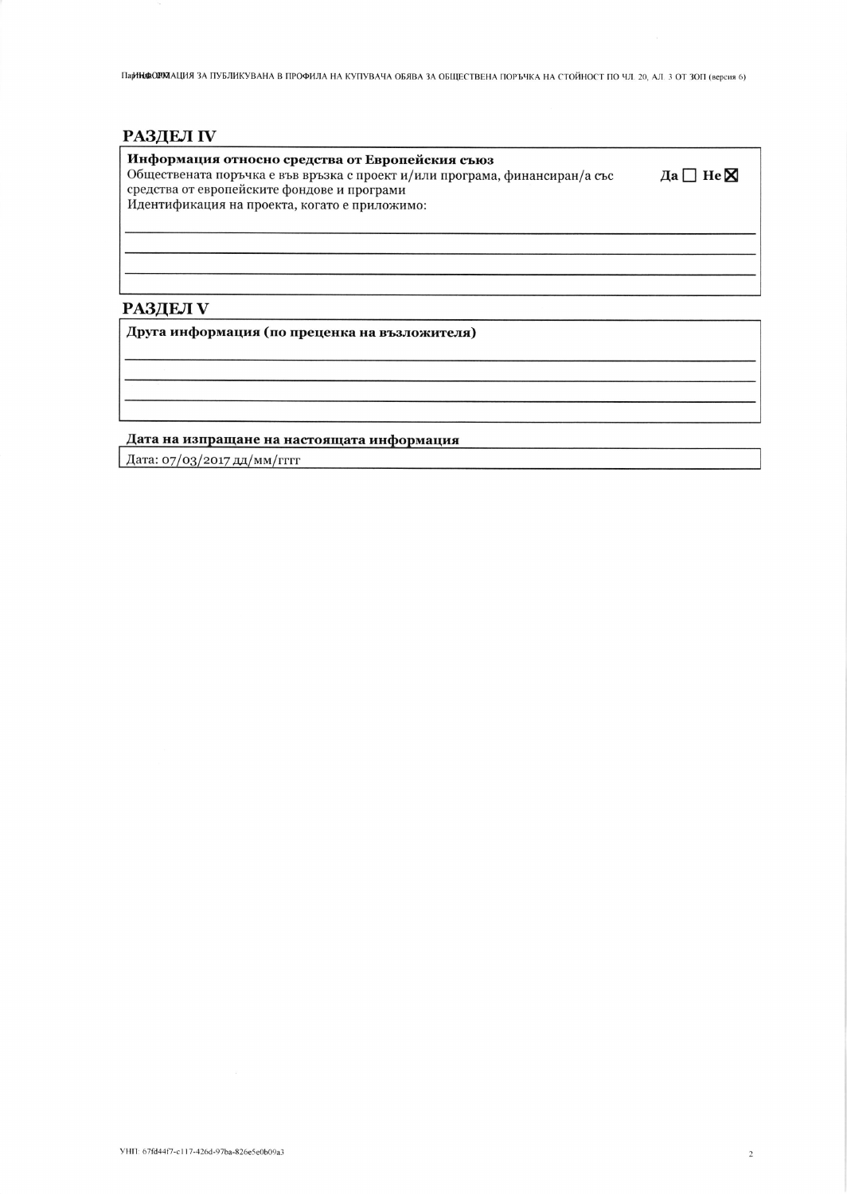## РАЗДЕЛ IV

**Информация относно средства от Европейския съюз**

Обществената поръчка е във връзка с проект и/или програма, финансиран/а със средства от европейските фондове и програми — Да ☐ Не ☒

Идентификация на проекта, когато е приложимо:

## РАЗДЕЛ V

**Друга информация (по преценка на възложителя)**

**Дата на изпращане на настоящата информация**

Дата: 07/03/2017 дд/мм/гггг